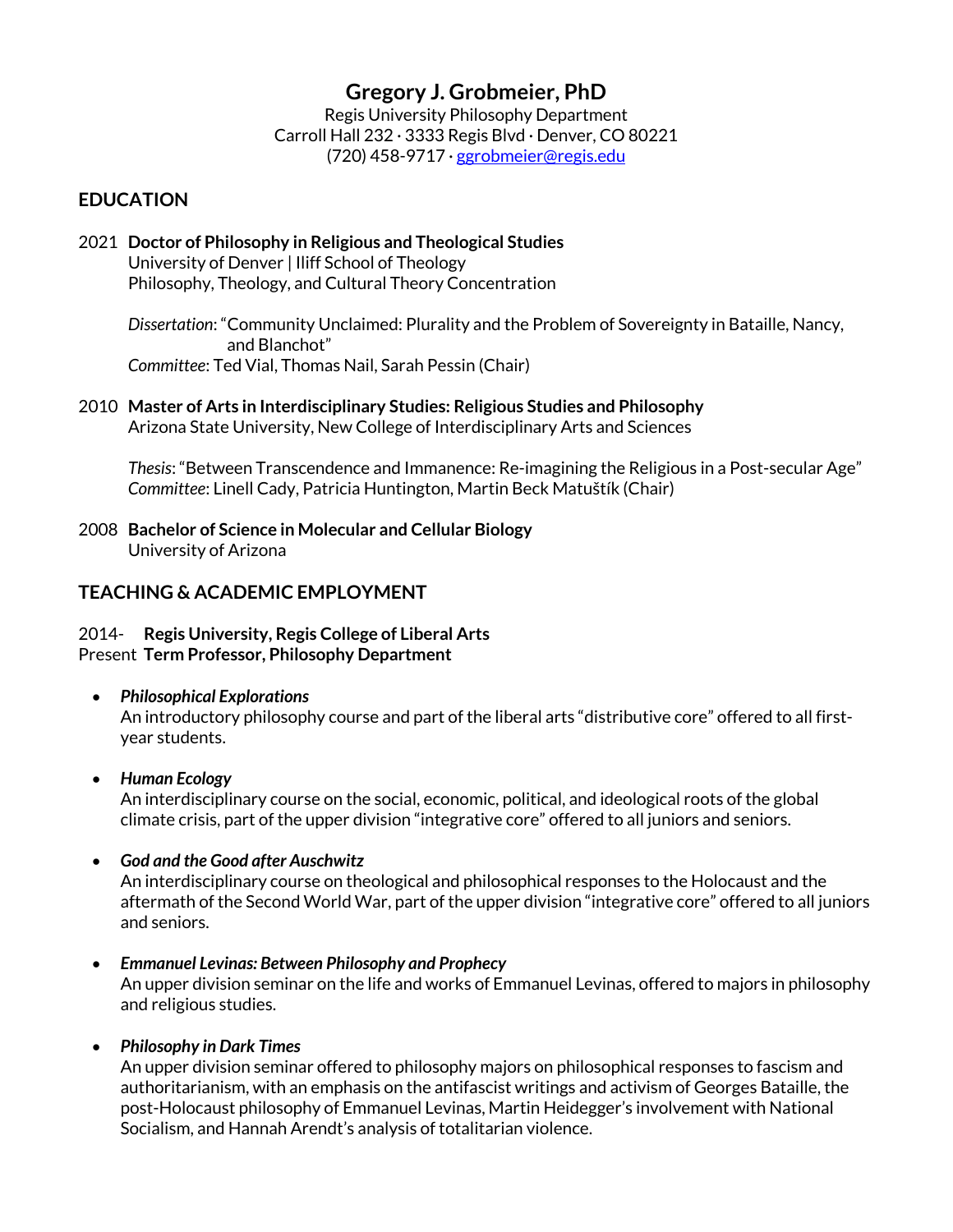# Gregory J. Grobmeier, PhD

Regis University Philosophy Department
Carroll Hall 232 · 3333 Regis Blvd · Denver, CO 80221
(720) 458-9717 · ggrobmeier@regis.edu

## EDUCATION

2021 **Doctor of Philosophy in Religious and Theological Studies**
University of Denver | Iliff School of Theology
Philosophy, Theology, and Cultural Theory Concentration

*Dissertation*: "Community Unclaimed: Plurality and the Problem of Sovereignty in Bataille, Nancy, and Blanchot"
*Committee*: Ted Vial, Thomas Nail, Sarah Pessin (Chair)

2010 **Master of Arts in Interdisciplinary Studies: Religious Studies and Philosophy**
Arizona State University, New College of Interdisciplinary Arts and Sciences

*Thesis*: "Between Transcendence and Immanence: Re-imagining the Religious in a Post-secular Age"
*Committee*: Linell Cady, Patricia Huntington, Martin Beck Matuštík (Chair)

2008 **Bachelor of Science in Molecular and Cellular Biology**
University of Arizona

## TEACHING & ACADEMIC EMPLOYMENT

2014-Present **Regis University, Regis College of Liberal Arts**
**Term Professor, Philosophy Department**

- ***Philosophical Explorations***
  An introductory philosophy course and part of the liberal arts "distributive core" offered to all first-year students.

- ***Human Ecology***
  An interdisciplinary course on the social, economic, political, and ideological roots of the global climate crisis, part of the upper division "integrative core" offered to all juniors and seniors.

- ***God and the Good after Auschwitz***
  An interdisciplinary course on theological and philosophical responses to the Holocaust and the aftermath of the Second World War, part of the upper division "integrative core" offered to all juniors and seniors.

- ***Emmanuel Levinas: Between Philosophy and Prophecy***
  An upper division seminar on the life and works of Emmanuel Levinas, offered to majors in philosophy and religious studies.

- ***Philosophy in Dark Times***
  An upper division seminar offered to philosophy majors on philosophical responses to fascism and authoritarianism, with an emphasis on the antifascist writings and activism of Georges Bataille, the post-Holocaust philosophy of Emmanuel Levinas, Martin Heidegger's involvement with National Socialism, and Hannah Arendt's analysis of totalitarian violence.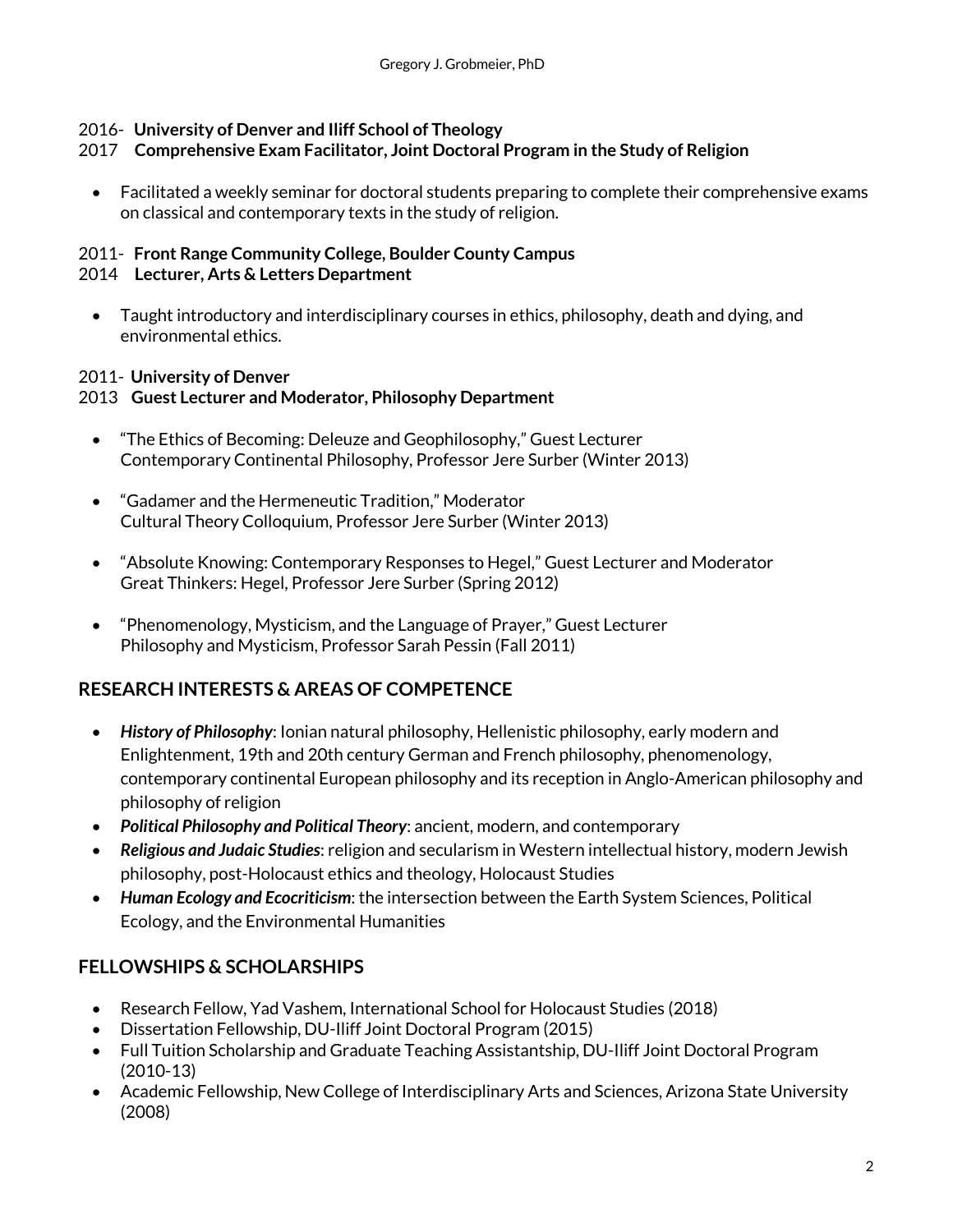2016- 2017 **University of Denver and Iliff School of Theology**
**Comprehensive Exam Facilitator, Joint Doctoral Program in the Study of Religion**

- Facilitated a weekly seminar for doctoral students preparing to complete their comprehensive exams on classical and contemporary texts in the study of religion.

2011- 2014 **Front Range Community College, Boulder County Campus**
**Lecturer, Arts & Letters Department**

- Taught introductory and interdisciplinary courses in ethics, philosophy, death and dying, and environmental ethics.

2011- 2013 **University of Denver**
**Guest Lecturer and Moderator, Philosophy Department**

- "The Ethics of Becoming: Deleuze and Geophilosophy," Guest Lecturer
  Contemporary Continental Philosophy, Professor Jere Surber (Winter 2013)

- "Gadamer and the Hermeneutic Tradition," Moderator
  Cultural Theory Colloquium, Professor Jere Surber (Winter 2013)

- "Absolute Knowing: Contemporary Responses to Hegel," Guest Lecturer and Moderator
  Great Thinkers: Hegel, Professor Jere Surber (Spring 2012)

- "Phenomenology, Mysticism, and the Language of Prayer," Guest Lecturer
  Philosophy and Mysticism, Professor Sarah Pessin (Fall 2011)

## RESEARCH INTERESTS & AREAS OF COMPETENCE

- ***History of Philosophy***: Ionian natural philosophy, Hellenistic philosophy, early modern and Enlightenment, 19th and 20th century German and French philosophy, phenomenology, contemporary continental European philosophy and its reception in Anglo-American philosophy and philosophy of religion
- ***Political Philosophy and Political Theory***: ancient, modern, and contemporary
- ***Religious and Judaic Studies***: religion and secularism in Western intellectual history, modern Jewish philosophy, post-Holocaust ethics and theology, Holocaust Studies
- ***Human Ecology and Ecocriticism***: the intersection between the Earth System Sciences, Political Ecology, and the Environmental Humanities

## FELLOWSHIPS & SCHOLARSHIPS

- Research Fellow, Yad Vashem, International School for Holocaust Studies (2018)
- Dissertation Fellowship, DU-Iliff Joint Doctoral Program (2015)
- Full Tuition Scholarship and Graduate Teaching Assistantship, DU-Iliff Joint Doctoral Program (2010-13)
- Academic Fellowship, New College of Interdisciplinary Arts and Sciences, Arizona State University (2008)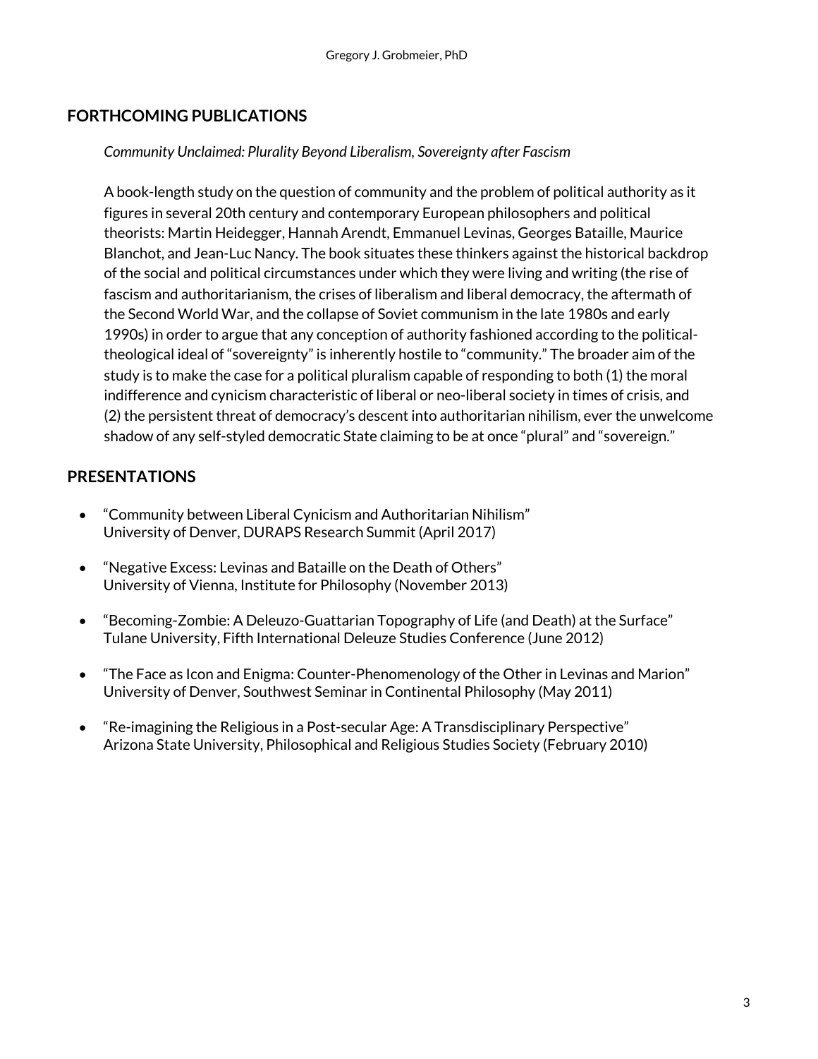## FORTHCOMING PUBLICATIONS

*Community Unclaimed: Plurality Beyond Liberalism, Sovereignty after Fascism*

A book-length study on the question of community and the problem of political authority as it figures in several 20th century and contemporary European philosophers and political theorists: Martin Heidegger, Hannah Arendt, Emmanuel Levinas, Georges Bataille, Maurice Blanchot, and Jean-Luc Nancy. The book situates these thinkers against the historical backdrop of the social and political circumstances under which they were living and writing (the rise of fascism and authoritarianism, the crises of liberalism and liberal democracy, the aftermath of the Second World War, and the collapse of Soviet communism in the late 1980s and early 1990s) in order to argue that any conception of authority fashioned according to the political-theological ideal of "sovereignty" is inherently hostile to "community." The broader aim of the study is to make the case for a political pluralism capable of responding to both (1) the moral indifference and cynicism characteristic of liberal or neo-liberal society in times of crisis, and (2) the persistent threat of democracy's descent into authoritarian nihilism, ever the unwelcome shadow of any self-styled democratic State claiming to be at once "plural" and "sovereign."

## PRESENTATIONS

- "Community between Liberal Cynicism and Authoritarian Nihilism"
  University of Denver, DURAPS Research Summit (April 2017)

- "Negative Excess: Levinas and Bataille on the Death of Others"
  University of Vienna, Institute for Philosophy (November 2013)

- "Becoming-Zombie: A Deleuzo-Guattarian Topography of Life (and Death) at the Surface"
  Tulane University, Fifth International Deleuze Studies Conference (June 2012)

- "The Face as Icon and Enigma: Counter-Phenomenology of the Other in Levinas and Marion"
  University of Denver, Southwest Seminar in Continental Philosophy (May 2011)

- "Re-imagining the Religious in a Post-secular Age: A Transdisciplinary Perspective"
  Arizona State University, Philosophical and Religious Studies Society (February 2010)